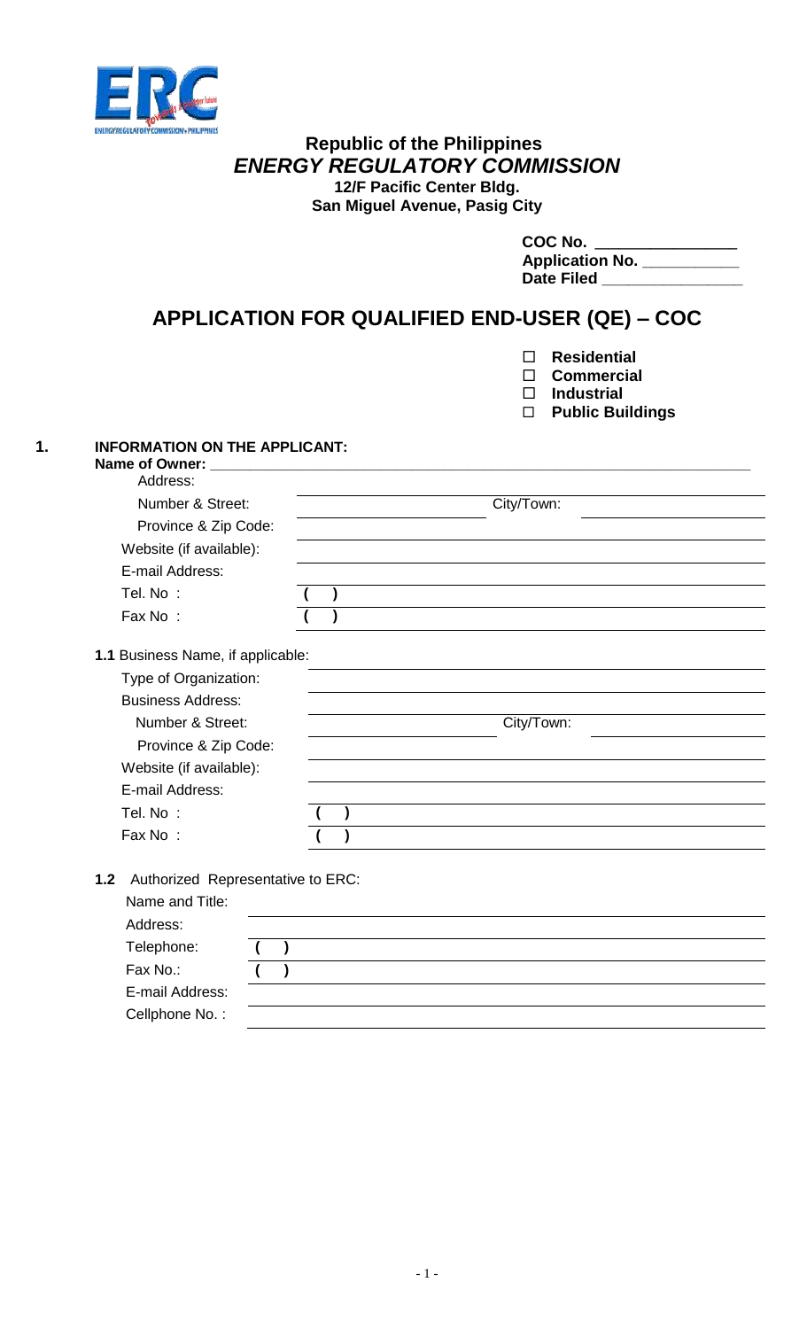**Republic of the Philippines**
***ENERGY REGULATORY COMMISSION***
**12/F Pacific Center Bldg.**
**San Miguel Avenue, Pasig City**

**COC No.** _______________
**Application No.** __________
**Date Filed** _______________

# APPLICATION FOR QUALIFIED END-USER (QE) – COC

☐ **Residential**
☐ **Commercial**
☐ **Industrial**
☐ **Public Buildings**

**1. INFORMATION ON THE APPLICANT:**

**Name of Owner:** _______________

Address:

Number & Street: _______________ City/Town: _______________

Province & Zip Code: _______________

Website (if available): _______________

E-mail Address: _______________

Tel. No : ( ) _______________

Fax No : ( ) _______________

**1.1** Business Name, if applicable: _______________

Type of Organization: _______________

Business Address: _______________

Number & Street: _______________ City/Town: _______________

Province & Zip Code: _______________

Website (if available): _______________

E-mail Address: _______________

Tel. No : ( ) _______________

Fax No : ( ) _______________

**1.2** Authorized Representative to ERC:

Name and Title: _______________

Address: _______________

Telephone: ( ) _______________

Fax No.: ( ) _______________

E-mail Address: _______________

Cellphone No. : _______________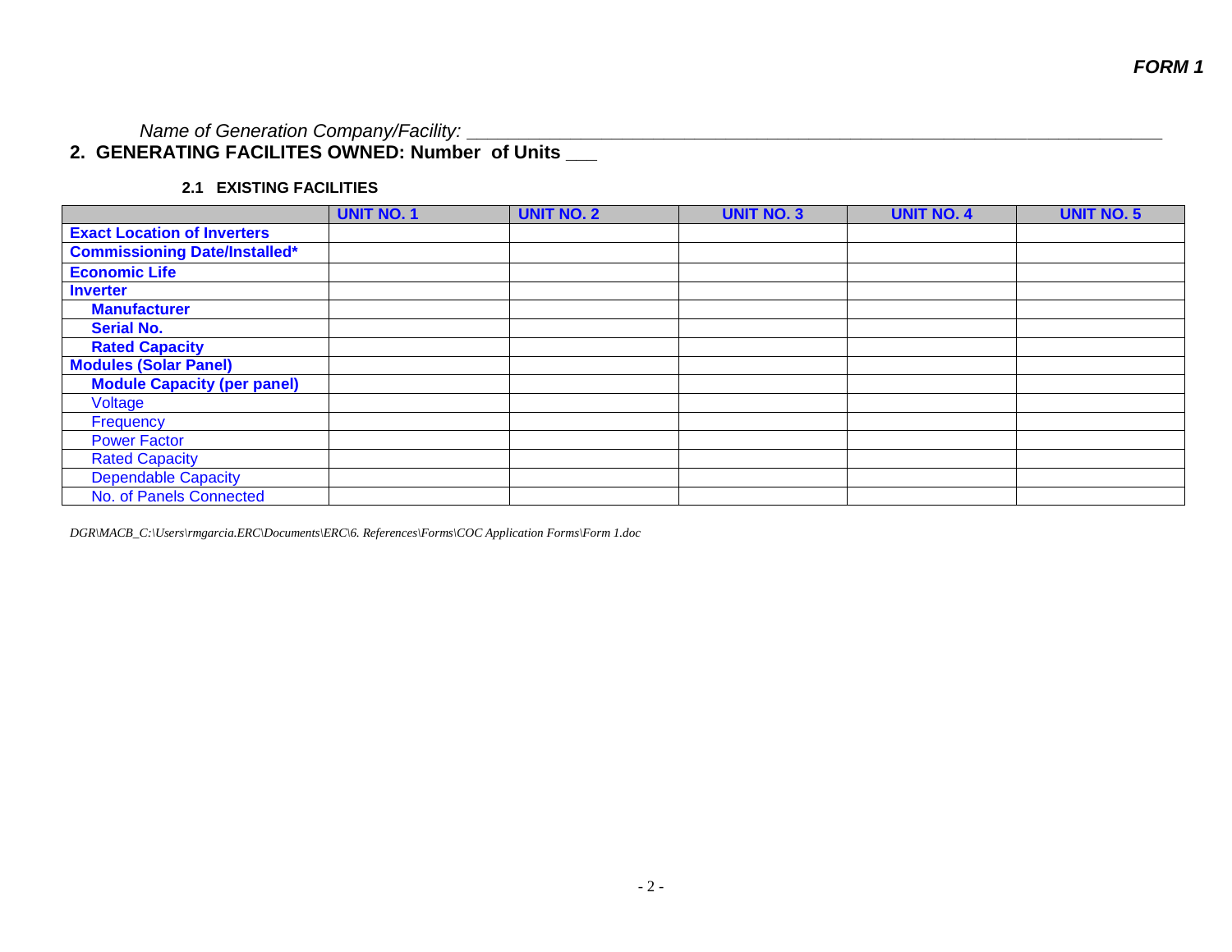*FORM 1*

*Name of Generation Company/Facility: ______________________________________________________________________________*

## 2. GENERATING FACILITES OWNED: Number of Units ___

### 2.1 EXISTING FACILITIES

| | UNIT NO. 1 | UNIT NO. 2 | UNIT NO. 3 | UNIT NO. 4 | UNIT NO. 5 |
|---|---|---|---|---|---|
| **Exact Location of Inverters** | | | | | |
| **Commissioning Date/Installed*** | | | | | |
| **Economic Life** | | | | | |
| **Inverter** | | | | | |
| **Manufacturer** | | | | | |
| **Serial No.** | | | | | |
| **Rated Capacity** | | | | | |
| **Modules (Solar Panel)** | | | | | |
| **Module Capacity (per panel)** | | | | | |
| Voltage | | | | | |
| Frequency | | | | | |
| Power Factor | | | | | |
| Rated Capacity | | | | | |
| Dependable Capacity | | | | | |
| No. of Panels Connected | | | | | |

*DGR\MACB_C:\Users\rmgarcia.ERC\Documents\ERC\6. References\Forms\COC Application Forms\Form 1.doc*